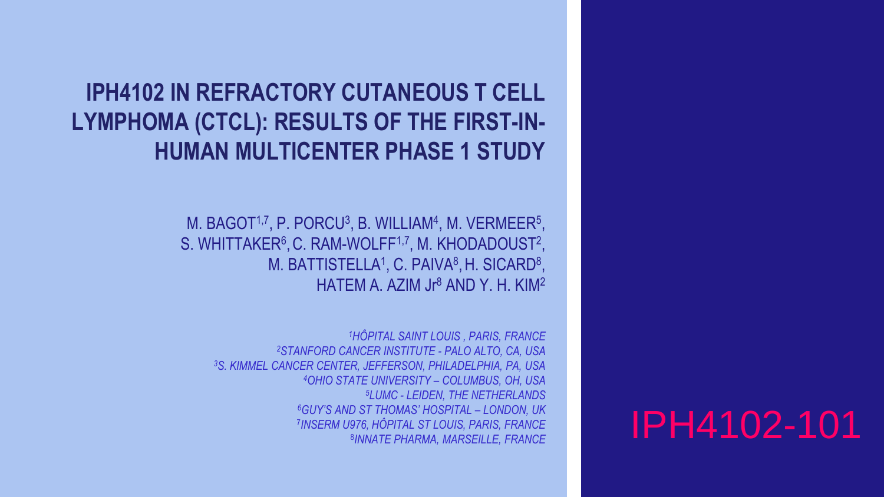# IPH4102 IN REFRACTORY CUTANEOUS T CELL LYMPHOMA (CTCL): RESULTS OF THE FIRST-IN-HUMAN MULTICENTER PHASE 1 STUDY

M. BAGOT[1,7], P. PORCU[3], B. WILLIAM[4], M. VERMEER[5], S. WHITTAKER[6], C. RAM-WOLFF[1,7], M. KHODADOUST[2], M. BATTISTELLA[1], C. PAIVA[8], H. SICARD[8], HATEM A. AZIM Jr[8] AND Y. H. KIM[2]

*[1]HÔPITAL SAINT LOUIS , PARIS, FRANCE*
*[2]STANFORD CANCER INSTITUTE - PALO ALTO, CA, USA*
*[3]S. KIMMEL CANCER CENTER, JEFFERSON, PHILADELPHIA, PA, USA*
*[4]OHIO STATE UNIVERSITY – COLUMBUS, OH, USA*
*[5]LUMC - LEIDEN, THE NETHERLANDS*
*[6]GUY'S AND ST THOMAS' HOSPITAL – LONDON, UK*
*[7]INSERM U976, HÔPITAL ST LOUIS, PARIS, FRANCE*
*[8]INNATE PHARMA, MARSEILLE, FRANCE*

IPH4102-101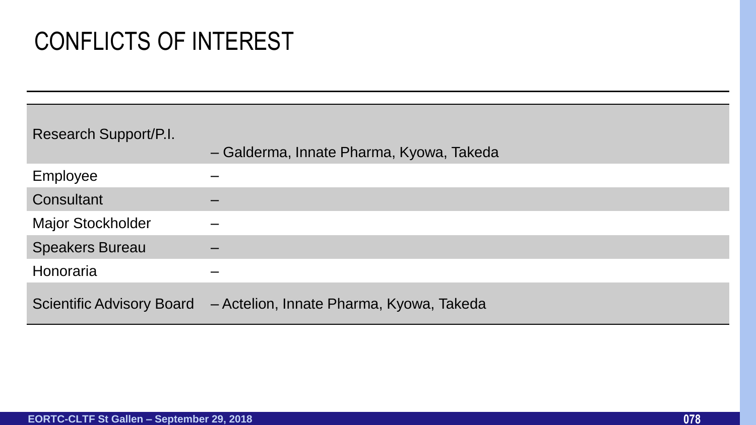# CONFLICTS OF INTEREST

| | |
|---|---|
| Research Support/P.I. | – Galderma, Innate Pharma, Kyowa, Takeda |
| Employee | – |
| Consultant | – |
| Major Stockholder | – |
| Speakers Bureau | – |
| Honoraria | – |
| Scientific Advisory Board | – Actelion, Innate Pharma, Kyowa, Takeda |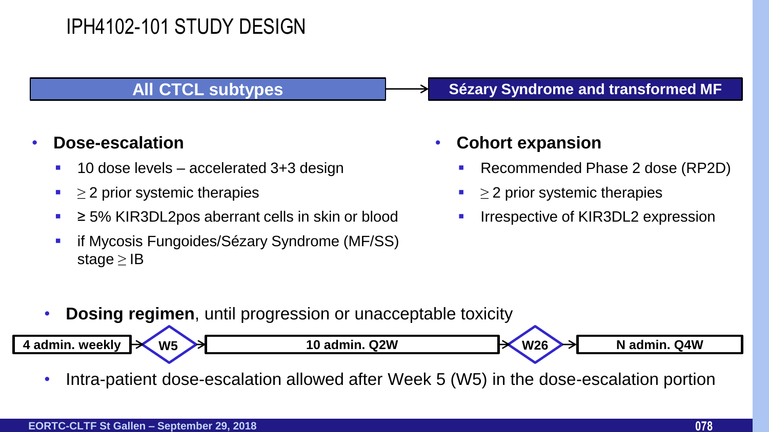# IPH4102-101 STUDY DESIGN

**All CTCL subtypes** → **Sézary Syndrome and transformed MF**

- **Dose-escalation**
  - 10 dose levels – accelerated 3+3 design
  - ≥ 2 prior systemic therapies
  - ≥ 5% KIR3DL2pos aberrant cells in skin or blood
  - if Mycosis Fungoides/Sézary Syndrome (MF/SS) stage ≥ IB

- **Cohort expansion**
  - Recommended Phase 2 dose (RP2D)
  - ≥ 2 prior systemic therapies
  - Irrespective of KIR3DL2 expression

- **Dosing regimen**, until progression or unacceptable toxicity

**4 admin. weekly** → **W5** → **10 admin. Q2W** → **W26** → **N admin. Q4W**

- Intra-patient dose-escalation allowed after Week 5 (W5) in the dose-escalation portion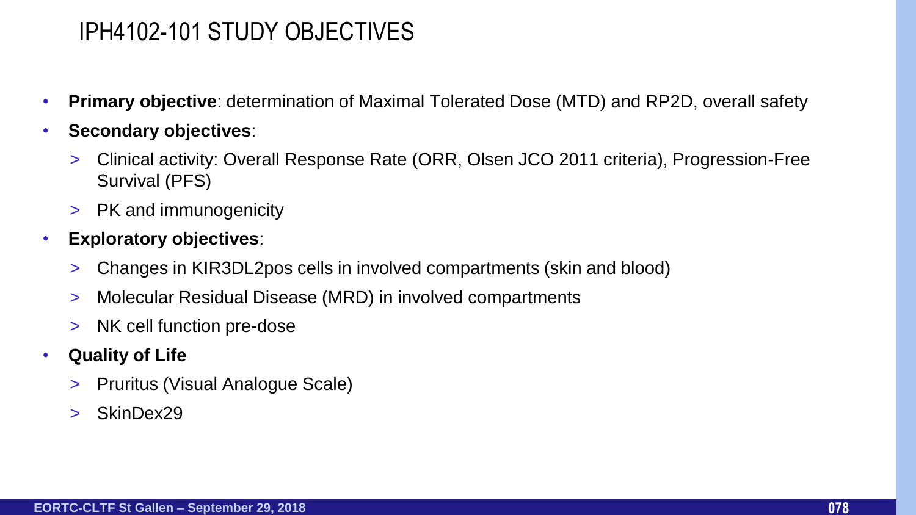# IPH4102-101 STUDY OBJECTIVES

- **Primary objective**: determination of Maximal Tolerated Dose (MTD) and RP2D, overall safety
- **Secondary objectives**:
  - Clinical activity: Overall Response Rate (ORR, Olsen JCO 2011 criteria), Progression-Free Survival (PFS)
  - PK and immunogenicity
- **Exploratory objectives**:
  - Changes in KIR3DL2pos cells in involved compartments (skin and blood)
  - Molecular Residual Disease (MRD) in involved compartments
  - NK cell function pre-dose
- **Quality of Life**
  - Pruritus (Visual Analogue Scale)
  - SkinDex29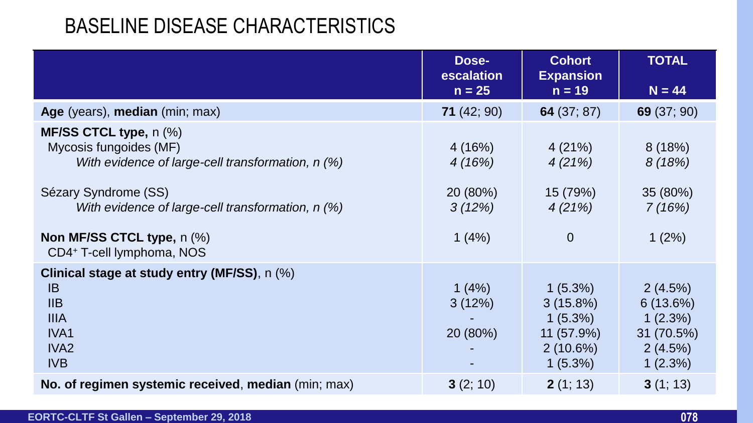# BASELINE DISEASE CHARACTERISTICS

| | Dose-escalation n = 25 | Cohort Expansion n = 19 | TOTAL N = 44 |
|---|---|---|---|
| **Age** (years), **median** (min; max) | **71** (42; 90) | **64** (37; 87) | **69** (37; 90) |
| **MF/SS CTCL type,** n (%) | | | |
| Mycosis fungoides (MF) | 4 (16%) | 4 (21%) | 8 (18%) |
| *With evidence of large-cell transformation, n (%)* | *4 (16%)* | *4 (21%)* | *8 (18%)* |
| Sézary Syndrome (SS) | 20 (80%) | 15 (79%) | 35 (80%) |
| *With evidence of large-cell transformation, n (%)* | *3 (12%)* | *4 (21%)* | *7 (16%)* |
| **Non MF/SS CTCL type,** n (%) | 1 (4%) | 0 | 1 (2%) |
| CD4+ T-cell lymphoma, NOS | | | |
| **Clinical stage at study entry (MF/SS)**, n (%) | | | |
| IB | 1 (4%) | 1 (5.3%) | 2 (4.5%) |
| IIB | 3 (12%) | 3 (15.8%) | 6 (13.6%) |
| IIIA | - | 1 (5.3%) | 1 (2.3%) |
| IVA1 | 20 (80%) | 11 (57.9%) | 31 (70.5%) |
| IVA2 | - | 2 (10.6%) | 2 (4.5%) |
| IVB | - | 1 (5.3%) | 1 (2.3%) |
| **No. of regimen systemic received**, **median** (min; max) | **3** (2; 10) | **2** (1; 13) | **3** (1; 13) |

EORTC-CLTF St Gallen – September 29, 2018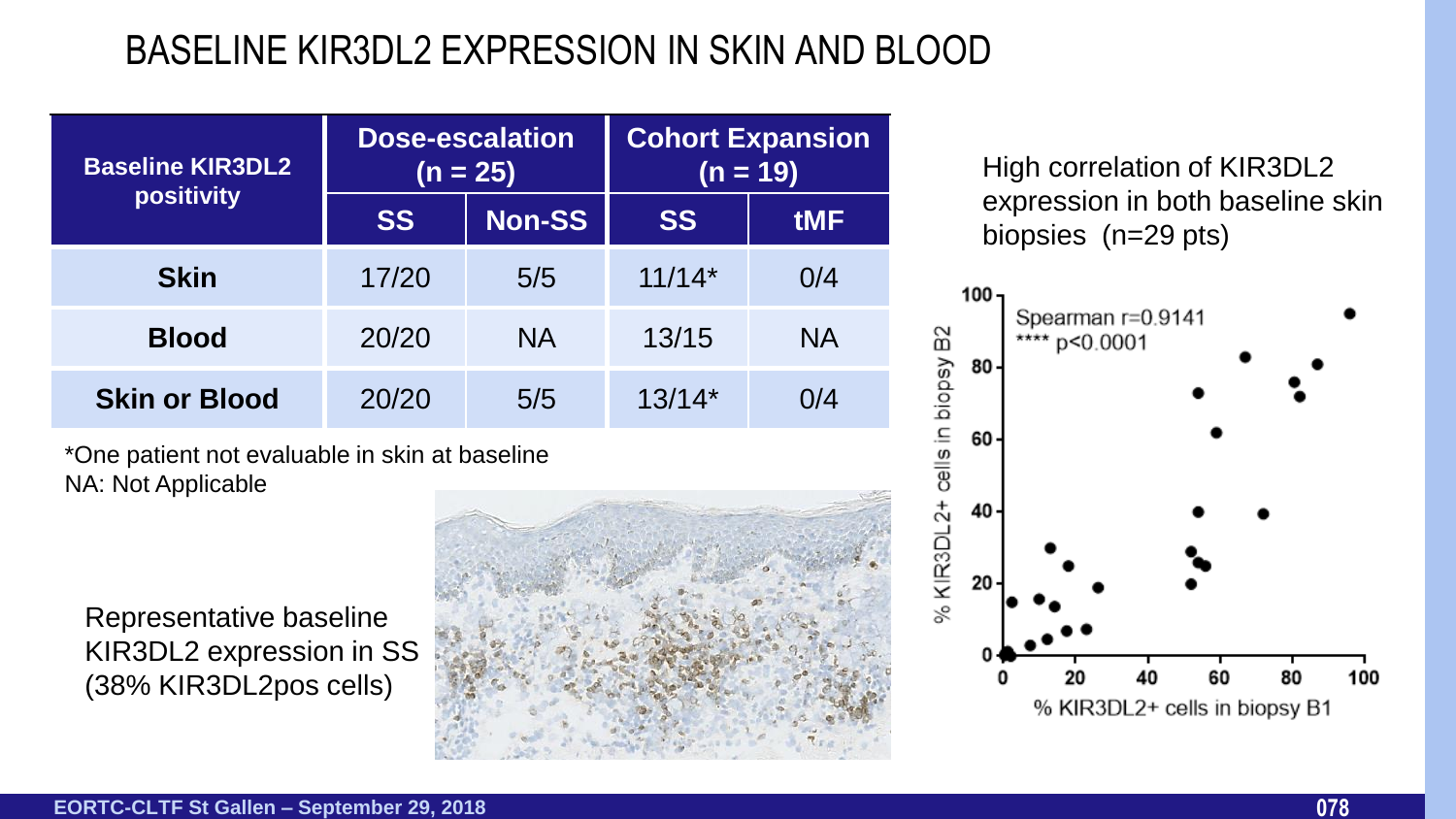# BASELINE KIR3DL2 EXPRESSION IN SKIN AND BLOOD

| Baseline KIR3DL2 positivity | Dose-escalation (n = 25) | | Cohort Expansion (n = 19) | |
|---|---|---|---|---|
| | SS | Non-SS | SS | tMF |
| Skin | 17/20 | 5/5 | 11/14* | 0/4 |
| Blood | 20/20 | NA | 13/15 | NA |
| Skin or Blood | 20/20 | 5/5 | 13/14* | 0/4 |

*One patient not evaluable in skin at baseline
NA: Not Applicable

Representative baseline KIR3DL2 expression in SS (38% KIR3DL2pos cells)

High correlation of KIR3DL2 expression in both baseline skin biopsies (n=29 pts)

Spearman r=0.9141
**** p<0.0001

% KIR3DL2+ cells in biopsy B1 vs. % KIR3DL2+ cells in biopsy B2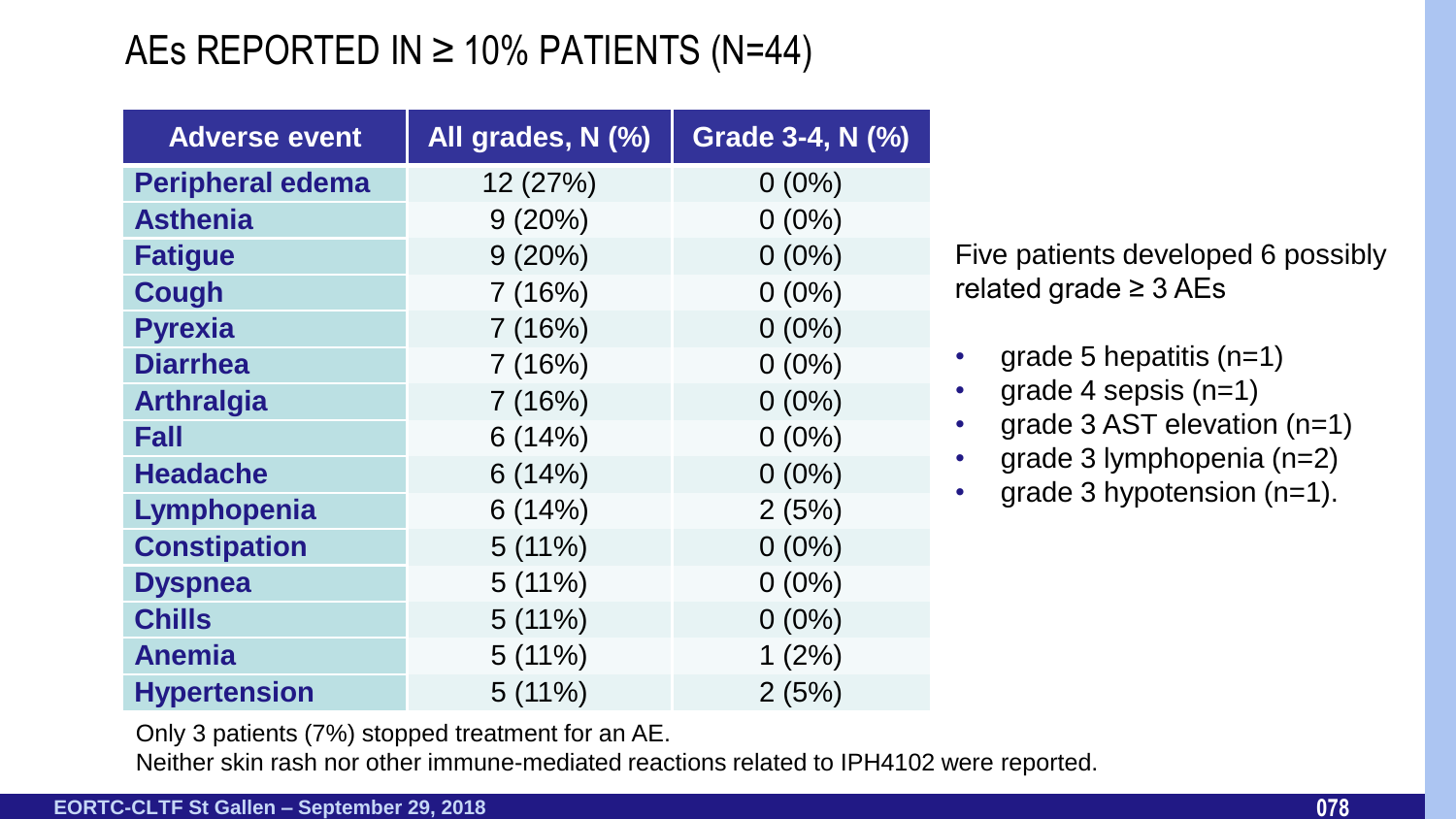# AEs REPORTED IN ≥ 10% PATIENTS (N=44)

| Adverse event | All grades, N (%) | Grade 3-4, N (%) |
|---|---|---|
| **Peripheral edema** | 12 (27%) | 0 (0%) |
| **Asthenia** | 9 (20%) | 0 (0%) |
| **Fatigue** | 9 (20%) | 0 (0%) |
| **Cough** | 7 (16%) | 0 (0%) |
| **Pyrexia** | 7 (16%) | 0 (0%) |
| **Diarrhea** | 7 (16%) | 0 (0%) |
| **Arthralgia** | 7 (16%) | 0 (0%) |
| **Fall** | 6 (14%) | 0 (0%) |
| **Headache** | 6 (14%) | 0 (0%) |
| **Lymphopenia** | 6 (14%) | 2 (5%) |
| **Constipation** | 5 (11%) | 0 (0%) |
| **Dyspnea** | 5 (11%) | 0 (0%) |
| **Chills** | 5 (11%) | 0 (0%) |
| **Anemia** | 5 (11%) | 1 (2%) |
| **Hypertension** | 5 (11%) | 2 (5%) |

Five patients developed 6 possibly related grade ≥ 3 AEs

- grade 5 hepatitis (n=1)
- grade 4 sepsis (n=1)
- grade 3 AST elevation (n=1)
- grade 3 lymphopenia (n=2)
- grade 3 hypotension (n=1).

Only 3 patients (7%) stopped treatment for an AE.

Neither skin rash nor other immune-mediated reactions related to IPH4102 were reported.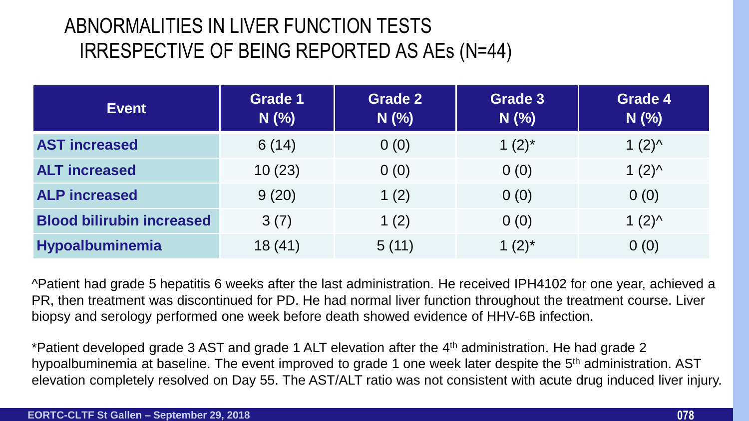# ABNORMALITIES IN LIVER FUNCTION TESTS IRRESPECTIVE OF BEING REPORTED AS AEs (N=44)

| Event | Grade 1 N (%) | Grade 2 N (%) | Grade 3 N (%) | Grade 4 N (%) |
|---|---|---|---|---|
| **AST increased** | 6 (14) | 0 (0) | 1 (2)* | 1 (2)^ |
| **ALT increased** | 10 (23) | 0 (0) | 0 (0) | 1 (2)^ |
| **ALP increased** | 9 (20) | 1 (2) | 0 (0) | 0 (0) |
| **Blood bilirubin increased** | 3 (7) | 1 (2) | 0 (0) | 1 (2)^ |
| **Hypoalbuminemia** | 18 (41) | 5 (11) | 1 (2)* | 0 (0) |

^Patient had grade 5 hepatitis 6 weeks after the last administration. He received IPH4102 for one year, achieved a PR, then treatment was discontinued for PD. He had normal liver function throughout the treatment course. Liver biopsy and serology performed one week before death showed evidence of HHV-6B infection.

*Patient developed grade 3 AST and grade 1 ALT elevation after the 4th administration. He had grade 2 hypoalbuminemia at baseline. The event improved to grade 1 one week later despite the 5th administration. AST elevation completely resolved on Day 55. The AST/ALT ratio was not consistent with acute drug induced liver injury.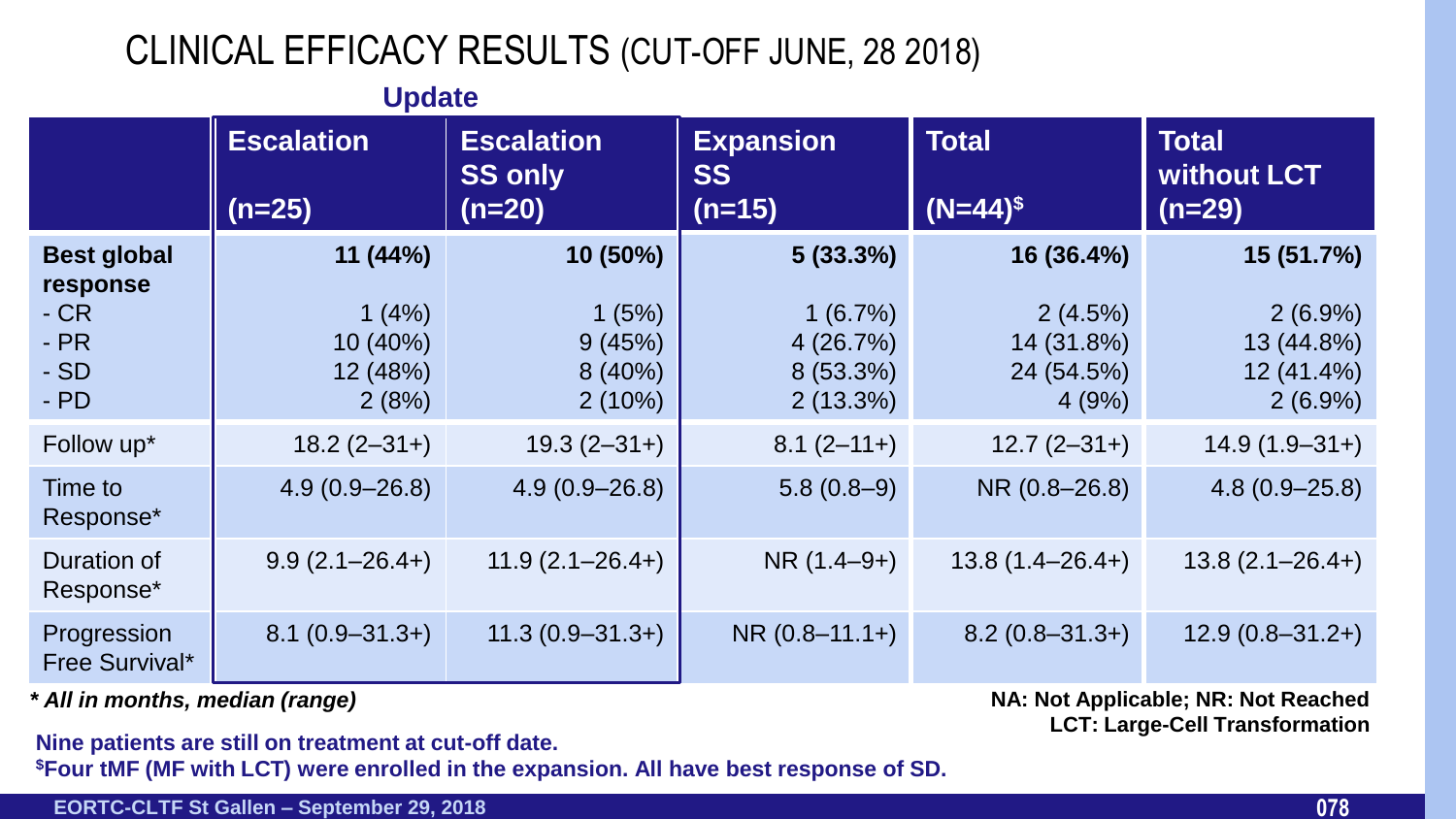# CLINICAL EFFICACY RESULTS (CUT-OFF JUNE, 28 2018)

**Update**

| | **Escalation (n=25)** | **Escalation SS only (n=20)** | **Expansion SS (n=15)** | **Total (N=44)$** | **Total without LCT (n=29)** |
|---|---|---|---|---|---|
| **Best global response** | **11 (44%)** | **10 (50%)** | **5 (33.3%)** | **16 (36.4%)** | **15 (51.7%)** |
| - CR | 1 (4%) | 1 (5%) | 1 (6.7%) | 2 (4.5%) | 2 (6.9%) |
| - PR | 10 (40%) | 9 (45%) | 4 (26.7%) | 14 (31.8%) | 13 (44.8%) |
| - SD | 12 (48%) | 8 (40%) | 8 (53.3%) | 24 (54.5%) | 12 (41.4%) |
| - PD | 2 (8%) | 2 (10%) | 2 (13.3%) | 4 (9%) | 2 (6.9%) |
| Follow up* | 18.2 (2–31+) | 19.3 (2–31+) | 8.1 (2–11+) | 12.7 (2–31+) | 14.9 (1.9–31+) |
| Time to Response* | 4.9 (0.9–26.8) | 4.9 (0.9–26.8) | 5.8 (0.8–9) | NR (0.8–26.8) | 4.8 (0.9–25.8) |
| Duration of Response* | 9.9 (2.1–26.4+) | 11.9 (2.1–26.4+) | NR (1.4–9+) | 13.8 (1.4–26.4+) | 13.8 (2.1–26.4+) |
| Progression Free Survival* | 8.1 (0.9–31.3+) | 11.3 (0.9–31.3+) | NR (0.8–11.1+) | 8.2 (0.8–31.3+) | 12.9 (0.8–31.2+) |

***All in months, median (range)***

**NA: Not Applicable; NR: Not Reached**
**LCT: Large-Cell Transformation**

**Nine patients are still on treatment at cut-off date.**

**$Four tMF (MF with LCT) were enrolled in the expansion. All have best response of SD.**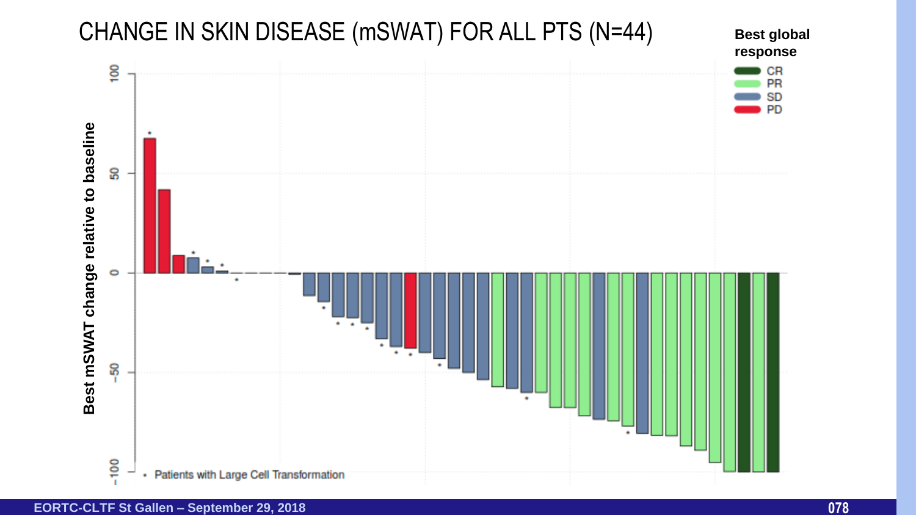# CHANGE IN SKIN DISEASE (mSWAT) FOR ALL PTS (N=44)

Best global response

- CR
- PR
- SD
- PD

Best mSWAT change relative to baseline

100

50

0

−50

−100

* Patients with Large Cell Transformation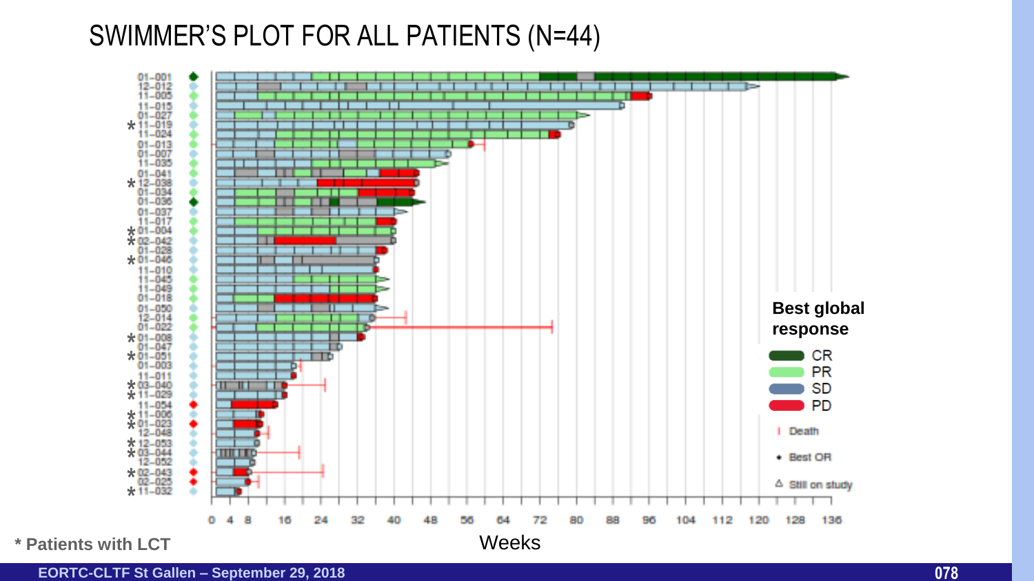# SWIMMER'S PLOT FOR ALL PATIENTS (N=44)

01-001
12-012
11-005
11-015
01-027
* 11-019
11-024
01-013
01-007
11-035
01-041
* 12-038
01-034
01-036
01-037
11-017
* 01-004
* 02-042
01-028
* 01-046
11-010
11-045
11-049
01-018
01-050
12-014
01-022
* 01-008
01-047
* 01-051
01-003
11-011
* 03-040
* 11-029
11-054
* 11-006
* 01-023
12-048
* 12-053
* 03-044
12-052
* 02-043
02-025
* 11-032

0 4 8 16 24 32 40 48 56 64 72 80 88 96 104 112 120 128 136

Weeks

**Best global response**

- CR
- PR
- SD
- PD
- Death
- Best OR
- Still on study

**\* Patients with LCT**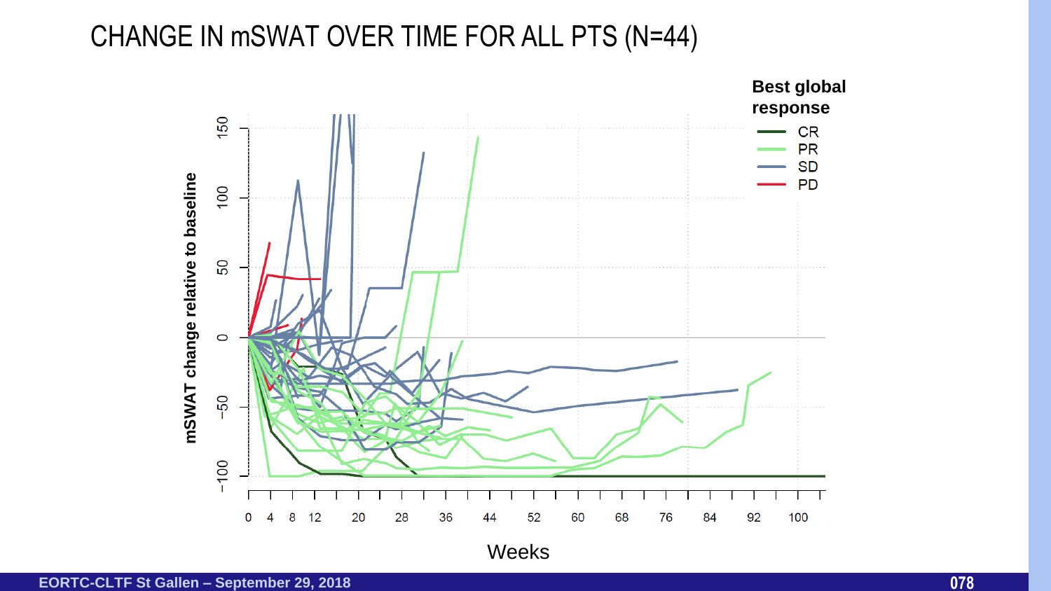# CHANGE IN mSWAT OVER TIME FOR ALL PTS (N=44)

**Best global response**

- CR
- PR
- SD
- PD

**mSWAT change relative to baseline**

Weeks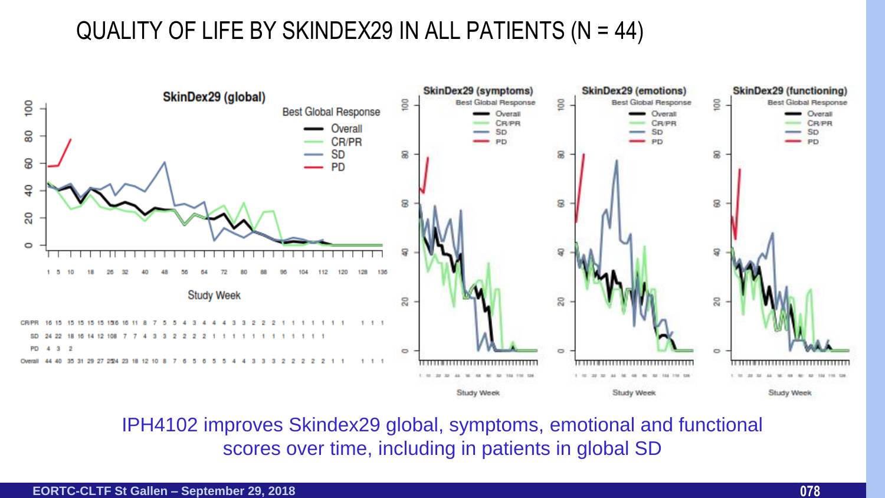# QUALITY OF LIFE BY SKINDEX29 IN ALL PATIENTS (N = 44)

IPH4102 improves Skindex29 global, symptoms, emotional and functional scores over time, including in patients in global SD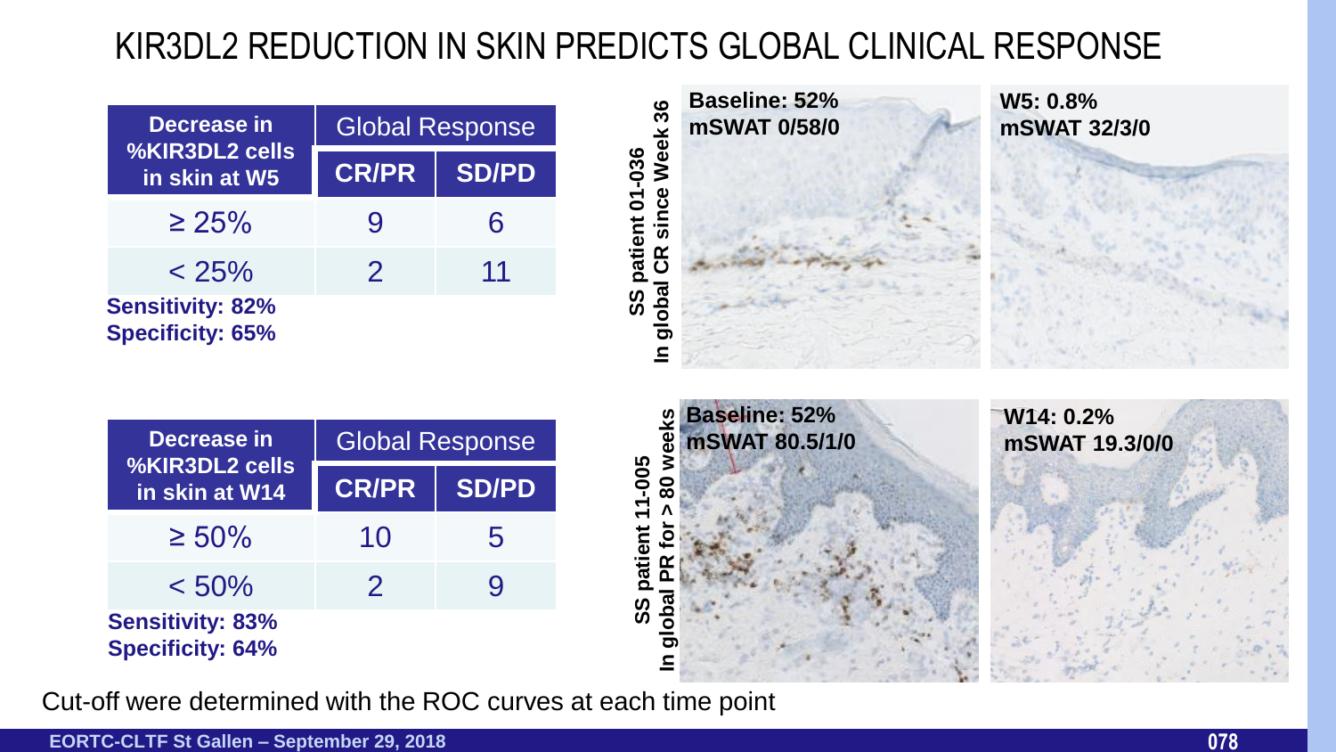# KIR3DL2 REDUCTION IN SKIN PREDICTS GLOBAL CLINICAL RESPONSE

| Decrease in %KIR3DL2 cells in skin at W5 | Global Response | |
|---|---|---|
| | CR/PR | SD/PD |
| ≥ 25% | 9 | 6 |
| < 25% | 2 | 11 |

**Sensitivity: 82%**
**Specificity: 65%**

| Decrease in %KIR3DL2 cells in skin at W14 | Global Response | |
|---|---|---|
| | CR/PR | SD/PD |
| ≥ 50% | 10 | 5 |
| < 50% | 2 | 9 |

**Sensitivity: 83%**
**Specificity: 64%**

**SS patient 01-036 In global CR since Week 36**

**Baseline: 52% mSWAT 0/58/0**

**W5: 0.8% mSWAT 32/3/0**

**SS patient 11-005 In global PR for > 80 weeks**

**Baseline: 52% mSWAT 80.5/1/0**

**W14: 0.2% mSWAT 19.3/0/0**

Cut-off were determined with the ROC curves at each time point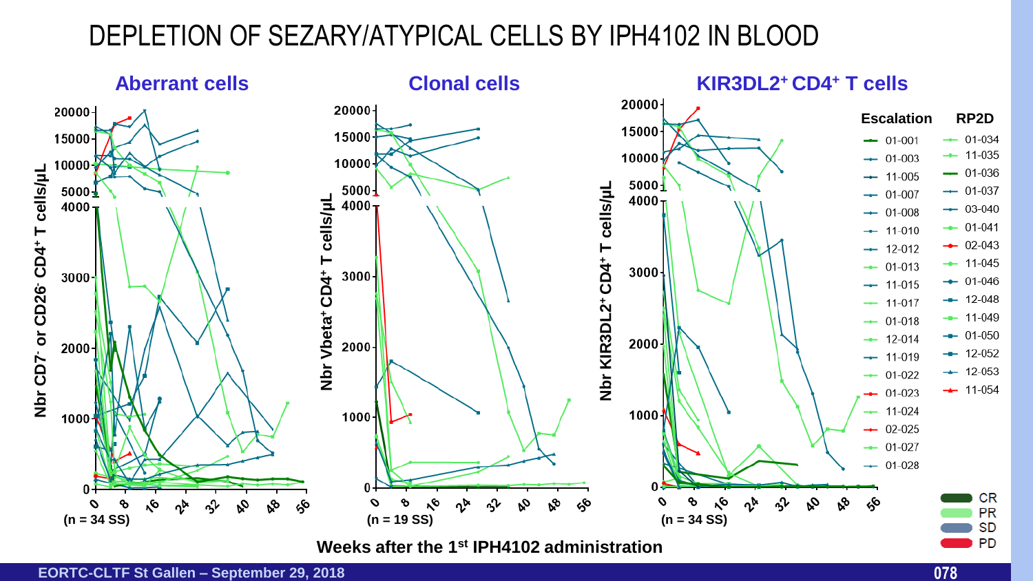# DEPLETION OF SEZARY/ATYPICAL CELLS BY IPH4102 IN BLOOD

### Aberrant cells

Nbr CD7⁻ or CD26⁻ CD4⁺ T cells/µL

(n = 34 SS)

### Clonal cells

Nbr Vbeta⁺ CD4⁺ T cells/µL

(n = 19 SS)

### KIR3DL2⁺ CD4⁺ T cells

Nbr KIR3DL2⁺ CD4⁺ T cells/µL

(n = 34 SS)

Weeks after the 1st IPH4102 administration

| Escalation | RP2D |
| --- | --- |
| 01-001 | 01-034 |
| 01-003 | 11-035 |
| 11-005 | 01-036 |
| 01-007 | 01-037 |
| 01-008 | 03-040 |
| 11-010 | 01-041 |
| 12-012 | 02-043 |
| 01-013 | 11-045 |
| 11-015 | 01-046 |
| 11-017 | 12-048 |
| 01-018 | 11-049 |
| 12-014 | 01-050 |
| 11-019 | 12-052 |
| 01-022 | 12-053 |
| 01-023 | 11-054 |
| 11-024 | |
| 02-025 | |
| 01-027 | |
| 01-028 | |

CR / PR / SD / PD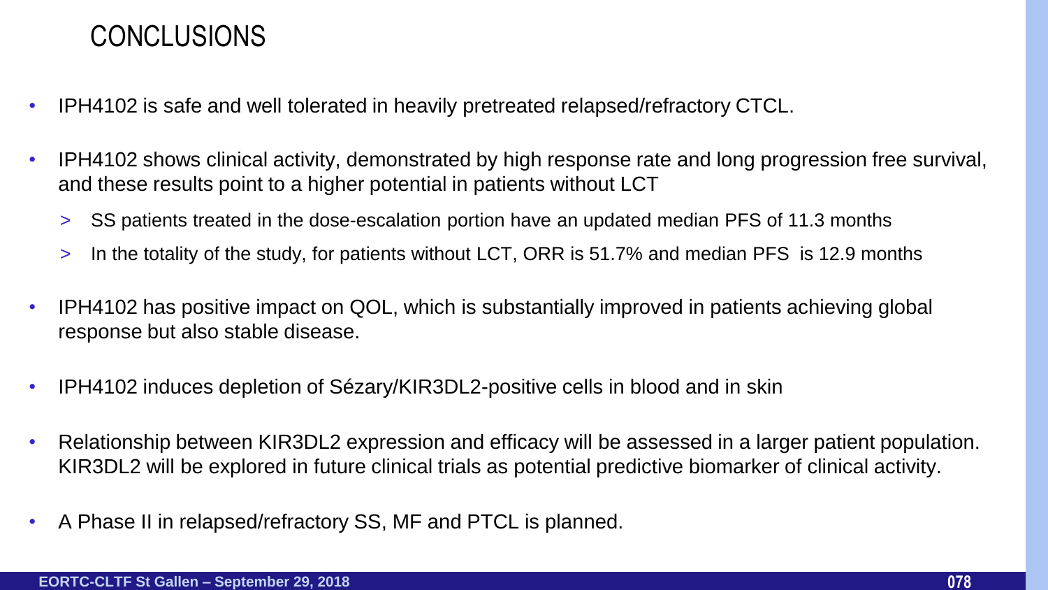# CONCLUSIONS

- IPH4102 is safe and well tolerated in heavily pretreated relapsed/refractory CTCL.
- IPH4102 shows clinical activity, demonstrated by high response rate and long progression free survival, and these results point to a higher potential in patients without LCT
  - SS patients treated in the dose-escalation portion have an updated median PFS of 11.3 months
  - In the totality of the study, for patients without LCT, ORR is 51.7% and median PFS is 12.9 months
- IPH4102 has positive impact on QOL, which is substantially improved in patients achieving global response but also stable disease.
- IPH4102 induces depletion of Sézary/KIR3DL2-positive cells in blood and in skin
- Relationship between KIR3DL2 expression and efficacy will be assessed in a larger patient population. KIR3DL2 will be explored in future clinical trials as potential predictive biomarker of clinical activity.
- A Phase II in relapsed/refractory SS, MF and PTCL is planned.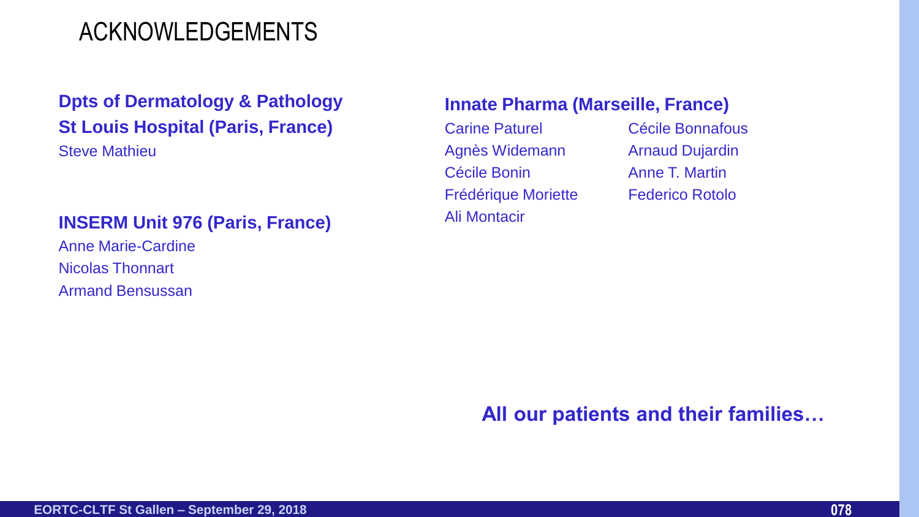# ACKNOWLEDGEMENTS

**Dpts of Dermatology & Pathology**
**St Louis Hospital (Paris, France)**

Steve Mathieu

**INSERM Unit 976 (Paris, France)**

Anne Marie-Cardine
Nicolas Thonnart
Armand Bensussan

**Innate Pharma (Marseille, France)**

Carine Paturel
Agnès Widemann
Cécile Bonin
Frédérique Moriette
Ali Montacir
Cécile Bonnafous
Arnaud Dujardin
Anne T. Martin
Federico Rotolo

**All our patients and their families…**